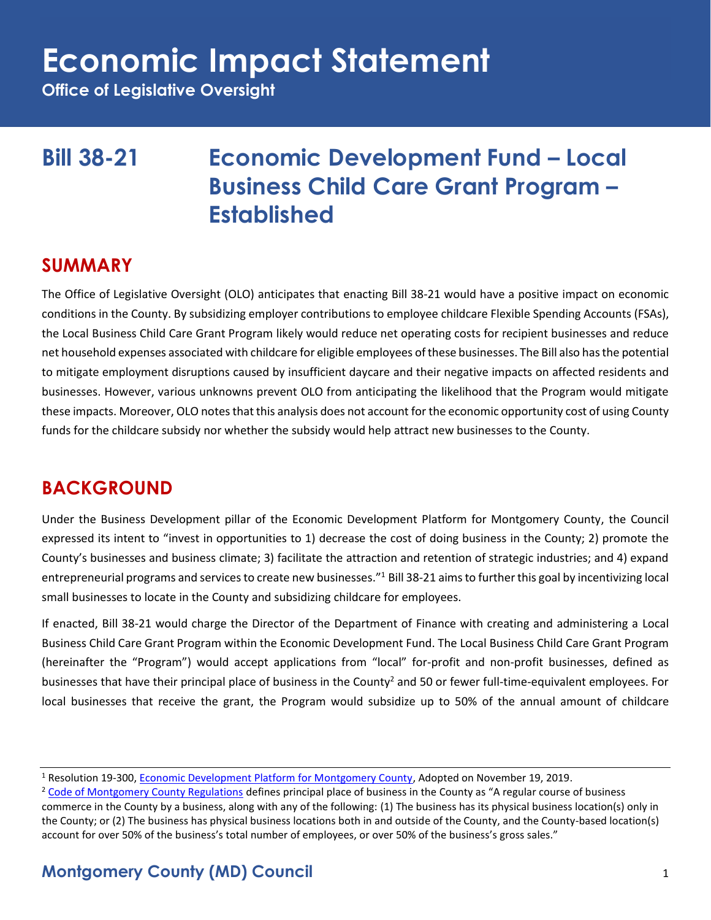# Economic Impact Statement

**Office of Legislative Oversight**

## Bill 38-21 Economic Development Fund – Local Business Child Care Grant Program – Established

## SUMMARY

The Office of Legislative Oversight (OLO) anticipates that enacting Bill 38-21 would have a positive impact on economic conditions in the County. By subsidizing employer contributions to employee childcare Flexible Spending Accounts (FSAs), the Local Business Child Care Grant Program likely would reduce net operating costs for recipient businesses and reduce net household expenses associated with childcare for eligible employees of these businesses. The Bill also has the potential to mitigate employment disruptions caused by insufficient daycare and their negative impacts on affected residents and businesses. However, various unknowns prevent OLO from anticipating the likelihood that the Program would mitigate these impacts. Moreover, OLO notes that this analysis does not account for the economic opportunity cost of using County funds for the childcare subsidy nor whether the subsidy would help attract new businesses to the County.

## BACKGROUND

Under the Business Development pillar of the Economic Development Platform for Montgomery County, the Council expressed its intent to "invest in opportunities to 1) decrease the cost of doing business in the County; 2) promote the County's businesses and business climate; 3) facilitate the attraction and retention of strategic industries; and 4) expand entrepreneurial programs and services to create new businesses."[1] Bill 38-21 aims to further this goal by incentivizing local small businesses to locate in the County and subsidizing childcare for employees.

If enacted, Bill 38-21 would charge the Director of the Department of Finance with creating and administering a Local Business Child Care Grant Program within the Economic Development Fund. The Local Business Child Care Grant Program (hereinafter the "Program") would accept applications from "local" for-profit and non-profit businesses, defined as businesses that have their principal place of business in the County[2] and 50 or fewer full-time-equivalent employees. For local businesses that receive the grant, the Program would subsidize up to 50% of the annual amount of childcare

---

[1] Resolution 19-300, Economic Development Platform for Montgomery County, Adopted on November 19, 2019.

[2] Code of Montgomery County Regulations defines principal place of business in the County as "A regular course of business commerce in the County by a business, along with any of the following: (1) The business has its physical business location(s) only in the County; or (2) The business has physical business locations both in and outside of the County, and the County-based location(s) account for over 50% of the business's total number of employees, or over 50% of the business's gross sales."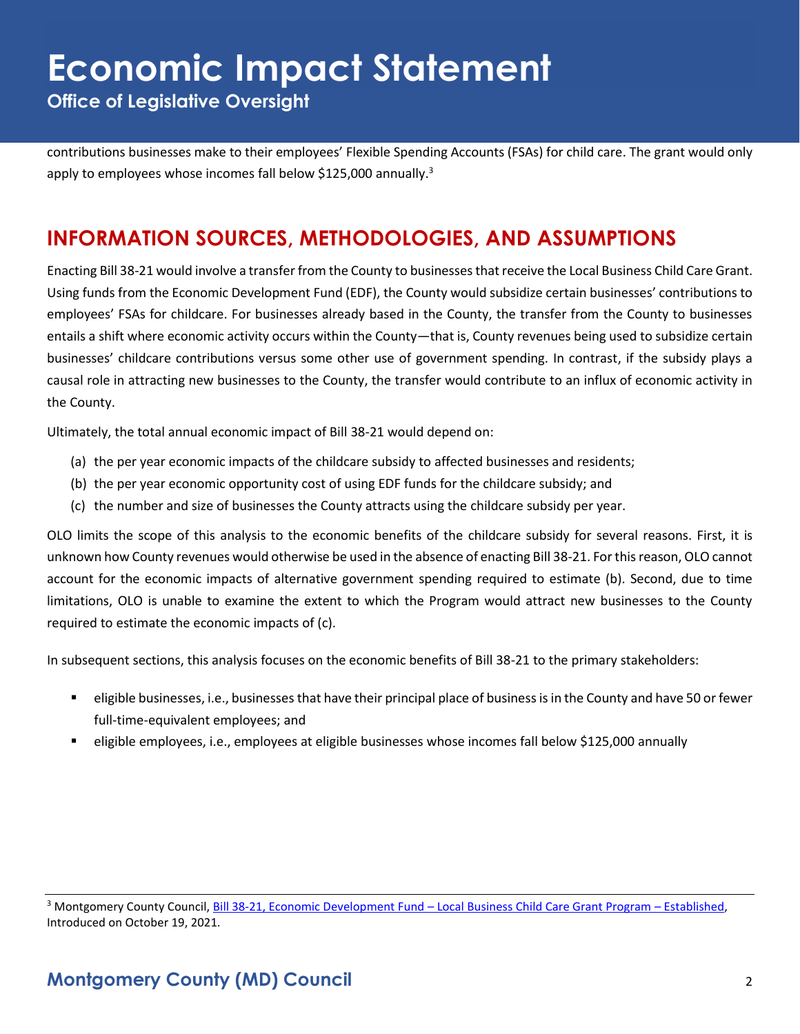contributions businesses make to their employees' Flexible Spending Accounts (FSAs) for child care. The grant would only apply to employees whose incomes fall below $125,000 annually.[3]

## INFORMATION SOURCES, METHODOLOGIES, AND ASSUMPTIONS

Enacting Bill 38-21 would involve a transfer from the County to businesses that receive the Local Business Child Care Grant. Using funds from the Economic Development Fund (EDF), the County would subsidize certain businesses' contributions to employees' FSAs for childcare. For businesses already based in the County, the transfer from the County to businesses entails a shift where economic activity occurs within the County—that is, County revenues being used to subsidize certain businesses' childcare contributions versus some other use of government spending. In contrast, if the subsidy plays a causal role in attracting new businesses to the County, the transfer would contribute to an influx of economic activity in the County.

Ultimately, the total annual economic impact of Bill 38-21 would depend on:

(a) the per year economic impacts of the childcare subsidy to affected businesses and residents;
(b) the per year economic opportunity cost of using EDF funds for the childcare subsidy; and
(c) the number and size of businesses the County attracts using the childcare subsidy per year.

OLO limits the scope of this analysis to the economic benefits of the childcare subsidy for several reasons. First, it is unknown how County revenues would otherwise be used in the absence of enacting Bill 38-21. For this reason, OLO cannot account for the economic impacts of alternative government spending required to estimate (b). Second, due to time limitations, OLO is unable to examine the extent to which the Program would attract new businesses to the County required to estimate the economic impacts of (c).

In subsequent sections, this analysis focuses on the economic benefits of Bill 38-21 to the primary stakeholders:

- eligible businesses, i.e., businesses that have their principal place of business is in the County and have 50 or fewer full-time-equivalent employees; and
- eligible employees, i.e., employees at eligible businesses whose incomes fall below $125,000 annually

---

[3] Montgomery County Council, Bill 38-21, Economic Development Fund – Local Business Child Care Grant Program – Established, Introduced on October 19, 2021.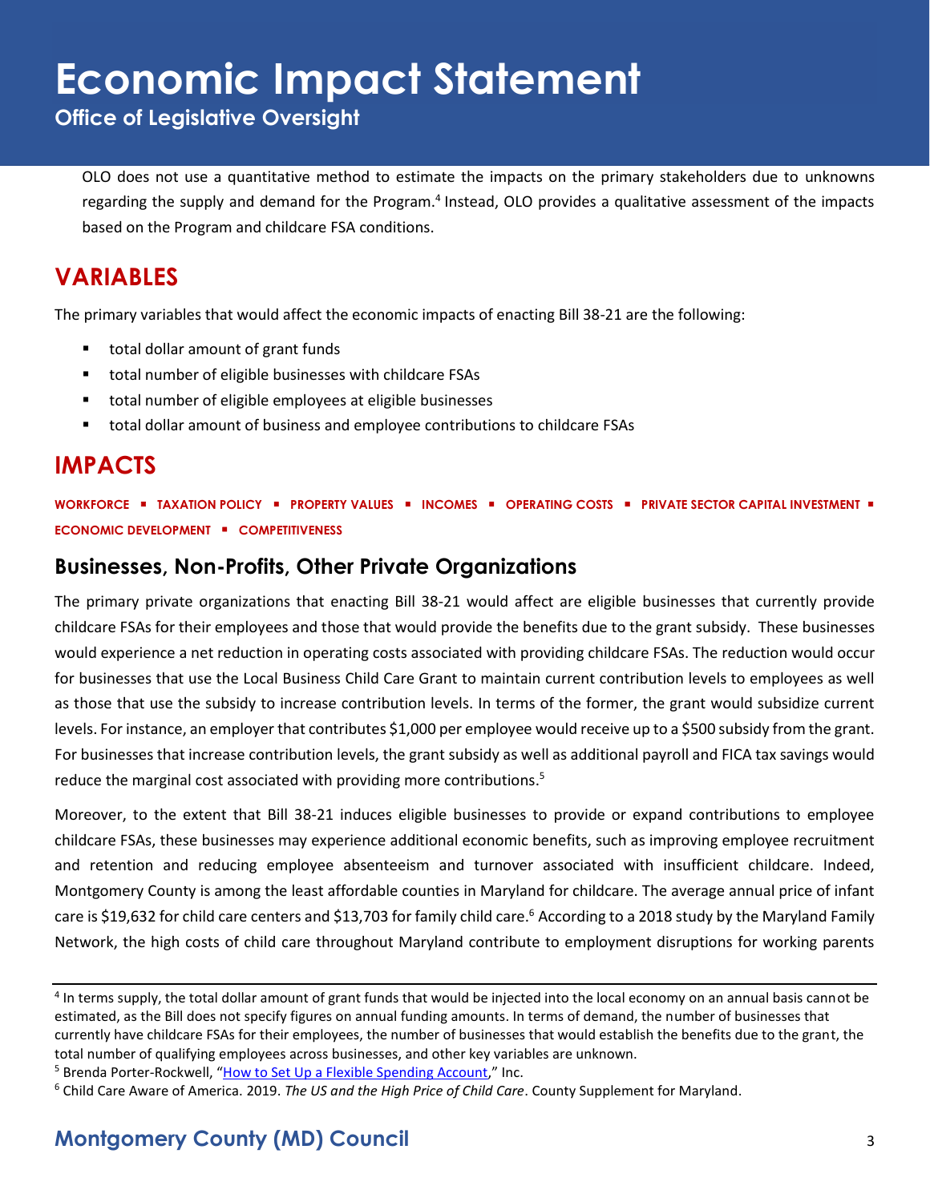OLO does not use a quantitative method to estimate the impacts on the primary stakeholders due to unknowns regarding the supply and demand for the Program.[4] Instead, OLO provides a qualitative assessment of the impacts based on the Program and childcare FSA conditions.

## VARIABLES

The primary variables that would affect the economic impacts of enacting Bill 38-21 are the following:

- total dollar amount of grant funds
- total number of eligible businesses with childcare FSAs
- total number of eligible employees at eligible businesses
- total dollar amount of business and employee contributions to childcare FSAs

## IMPACTS

**WORKFORCE ▪ TAXATION POLICY ▪ PROPERTY VALUES ▪ INCOMES ▪ OPERATING COSTS ▪ PRIVATE SECTOR CAPITAL INVESTMENT ▪ ECONOMIC DEVELOPMENT ▪ COMPETITIVENESS**

### Businesses, Non-Profits, Other Private Organizations

The primary private organizations that enacting Bill 38-21 would affect are eligible businesses that currently provide childcare FSAs for their employees and those that would provide the benefits due to the grant subsidy. These businesses would experience a net reduction in operating costs associated with providing childcare FSAs. The reduction would occur for businesses that use the Local Business Child Care Grant to maintain current contribution levels to employees as well as those that use the subsidy to increase contribution levels. In terms of the former, the grant would subsidize current levels. For instance, an employer that contributes $1,000 per employee would receive up to a $500 subsidy from the grant. For businesses that increase contribution levels, the grant subsidy as well as additional payroll and FICA tax savings would reduce the marginal cost associated with providing more contributions.[5]

Moreover, to the extent that Bill 38-21 induces eligible businesses to provide or expand contributions to employee childcare FSAs, these businesses may experience additional economic benefits, such as improving employee recruitment and retention and reducing employee absenteeism and turnover associated with insufficient childcare. Indeed, Montgomery County is among the least affordable counties in Maryland for childcare. The average annual price of infant care is $19,632 for child care centers and $13,703 for family child care.[6] According to a 2018 study by the Maryland Family Network, the high costs of child care throughout Maryland contribute to employment disruptions for working parents

---

[4] In terms supply, the total dollar amount of grant funds that would be injected into the local economy on an annual basis cannot be estimated, as the Bill does not specify figures on annual funding amounts. In terms of demand, the number of businesses that currently have childcare FSAs for their employees, the number of businesses that would establish the benefits due to the grant, the total number of qualifying employees across businesses, and other key variables are unknown.

[5] Brenda Porter-Rockwell, "How to Set Up a Flexible Spending Account," Inc.

[6] Child Care Aware of America. 2019. *The US and the High Price of Child Care*. County Supplement for Maryland.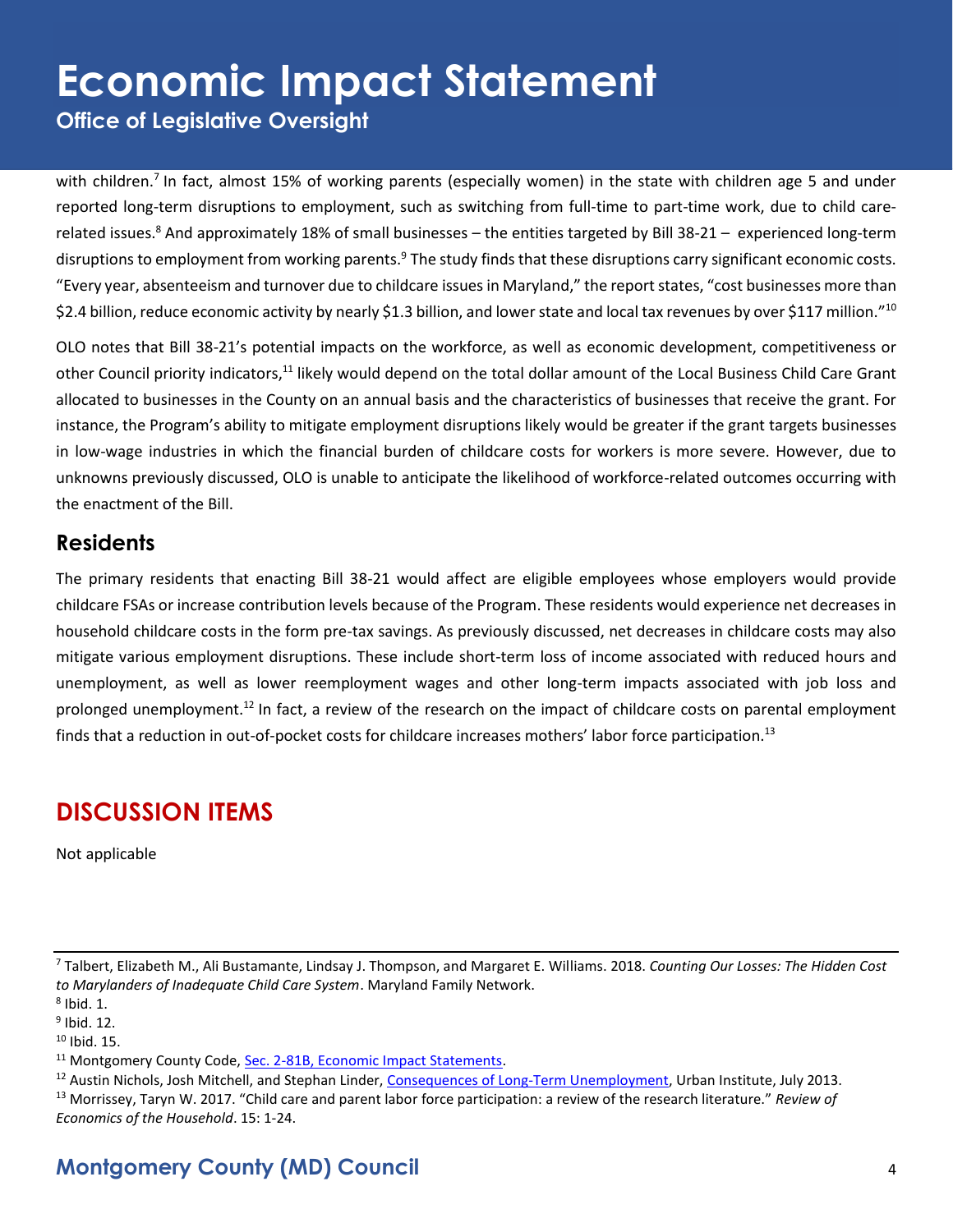with children.[7] In fact, almost 15% of working parents (especially women) in the state with children age 5 and under reported long-term disruptions to employment, such as switching from full-time to part-time work, due to child care-related issues.[8] And approximately 18% of small businesses – the entities targeted by Bill 38-21 – experienced long-term disruptions to employment from working parents.[9] The study finds that these disruptions carry significant economic costs. "Every year, absenteeism and turnover due to childcare issues in Maryland," the report states, "cost businesses more than $2.4 billion, reduce economic activity by nearly $1.3 billion, and lower state and local tax revenues by over $117 million."[10]

OLO notes that Bill 38-21's potential impacts on the workforce, as well as economic development, competitiveness or other Council priority indicators,[11] likely would depend on the total dollar amount of the Local Business Child Care Grant allocated to businesses in the County on an annual basis and the characteristics of businesses that receive the grant. For instance, the Program's ability to mitigate employment disruptions likely would be greater if the grant targets businesses in low-wage industries in which the financial burden of childcare costs for workers is more severe. However, due to unknowns previously discussed, OLO is unable to anticipate the likelihood of workforce-related outcomes occurring with the enactment of the Bill.

## Residents

The primary residents that enacting Bill 38-21 would affect are eligible employees whose employers would provide childcare FSAs or increase contribution levels because of the Program. These residents would experience net decreases in household childcare costs in the form pre-tax savings. As previously discussed, net decreases in childcare costs may also mitigate various employment disruptions. These include short-term loss of income associated with reduced hours and unemployment, as well as lower reemployment wages and other long-term impacts associated with job loss and prolonged unemployment.[12] In fact, a review of the research on the impact of childcare costs on parental employment finds that a reduction in out-of-pocket costs for childcare increases mothers' labor force participation.[13]

# DISCUSSION ITEMS

Not applicable

---

[7] Talbert, Elizabeth M., Ali Bustamante, Lindsay J. Thompson, and Margaret E. Williams. 2018. *Counting Our Losses: The Hidden Cost to Marylanders of Inadequate Child Care System*. Maryland Family Network.

[8] Ibid. 1.

[9] Ibid. 12.

[10] Ibid. 15.

[11] Montgomery County Code, Sec. 2-81B, Economic Impact Statements.

[12] Austin Nichols, Josh Mitchell, and Stephan Linder, Consequences of Long-Term Unemployment, Urban Institute, July 2013.

[13] Morrissey, Taryn W. 2017. "Child care and parent labor force participation: a review of the research literature." *Review of Economics of the Household*. 15: 1-24.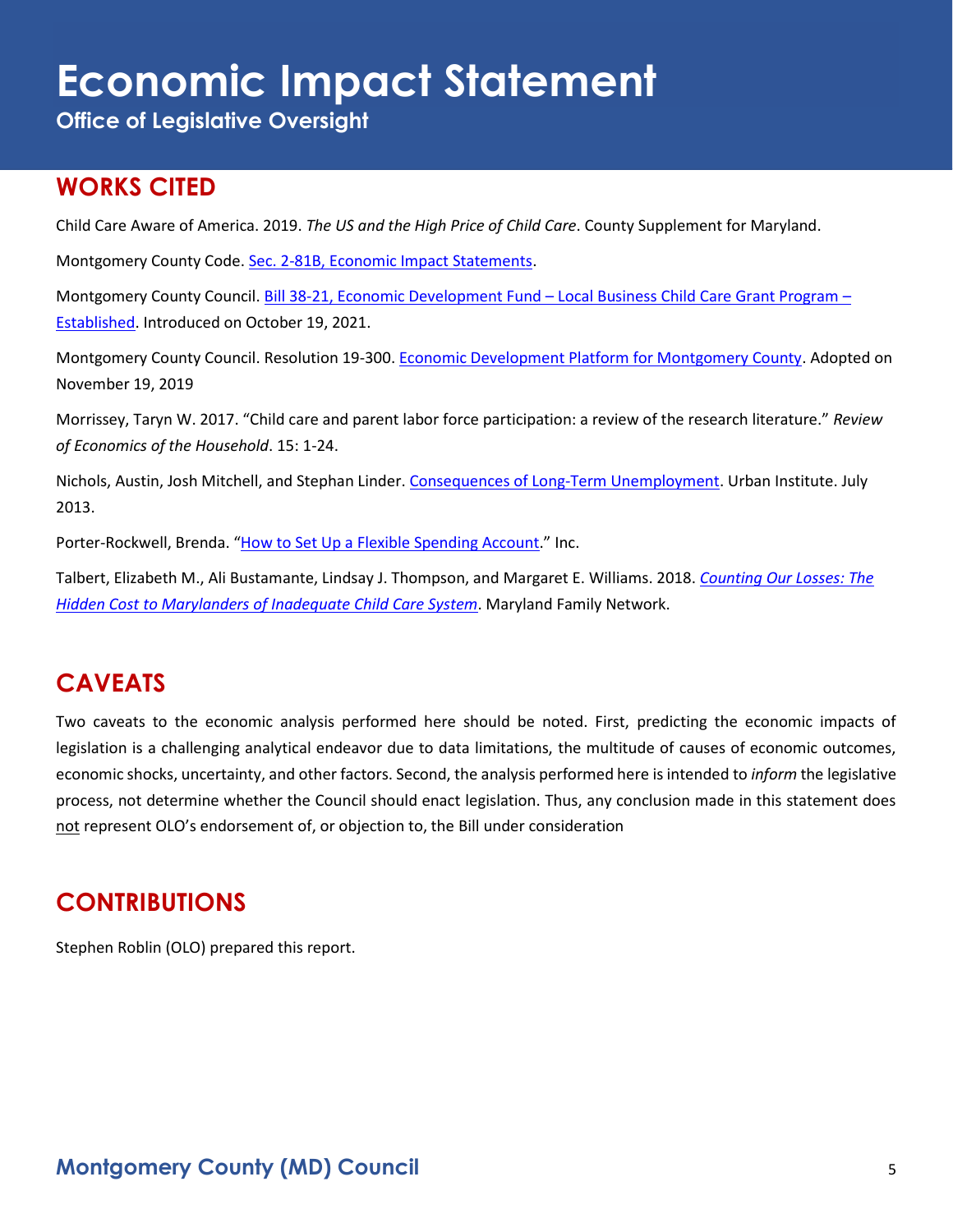## WORKS CITED

Child Care Aware of America. 2019. *The US and the High Price of Child Care*. County Supplement for Maryland.

Montgomery County Code. Sec. 2-81B, Economic Impact Statements.

Montgomery County Council. Bill 38-21, Economic Development Fund – Local Business Child Care Grant Program – Established. Introduced on October 19, 2021.

Montgomery County Council. Resolution 19-300. Economic Development Platform for Montgomery County. Adopted on November 19, 2019

Morrissey, Taryn W. 2017. "Child care and parent labor force participation: a review of the research literature." *Review of Economics of the Household*. 15: 1-24.

Nichols, Austin, Josh Mitchell, and Stephan Linder. Consequences of Long-Term Unemployment. Urban Institute. July 2013.

Porter-Rockwell, Brenda. "How to Set Up a Flexible Spending Account." Inc.

Talbert, Elizabeth M., Ali Bustamante, Lindsay J. Thompson, and Margaret E. Williams. 2018. *Counting Our Losses: The Hidden Cost to Marylanders of Inadequate Child Care System*. Maryland Family Network.

## CAVEATS

Two caveats to the economic analysis performed here should be noted. First, predicting the economic impacts of legislation is a challenging analytical endeavor due to data limitations, the multitude of causes of economic outcomes, economic shocks, uncertainty, and other factors. Second, the analysis performed here is intended to *inform* the legislative process, not determine whether the Council should enact legislation. Thus, any conclusion made in this statement does not represent OLO's endorsement of, or objection to, the Bill under consideration

## CONTRIBUTIONS

Stephen Roblin (OLO) prepared this report.